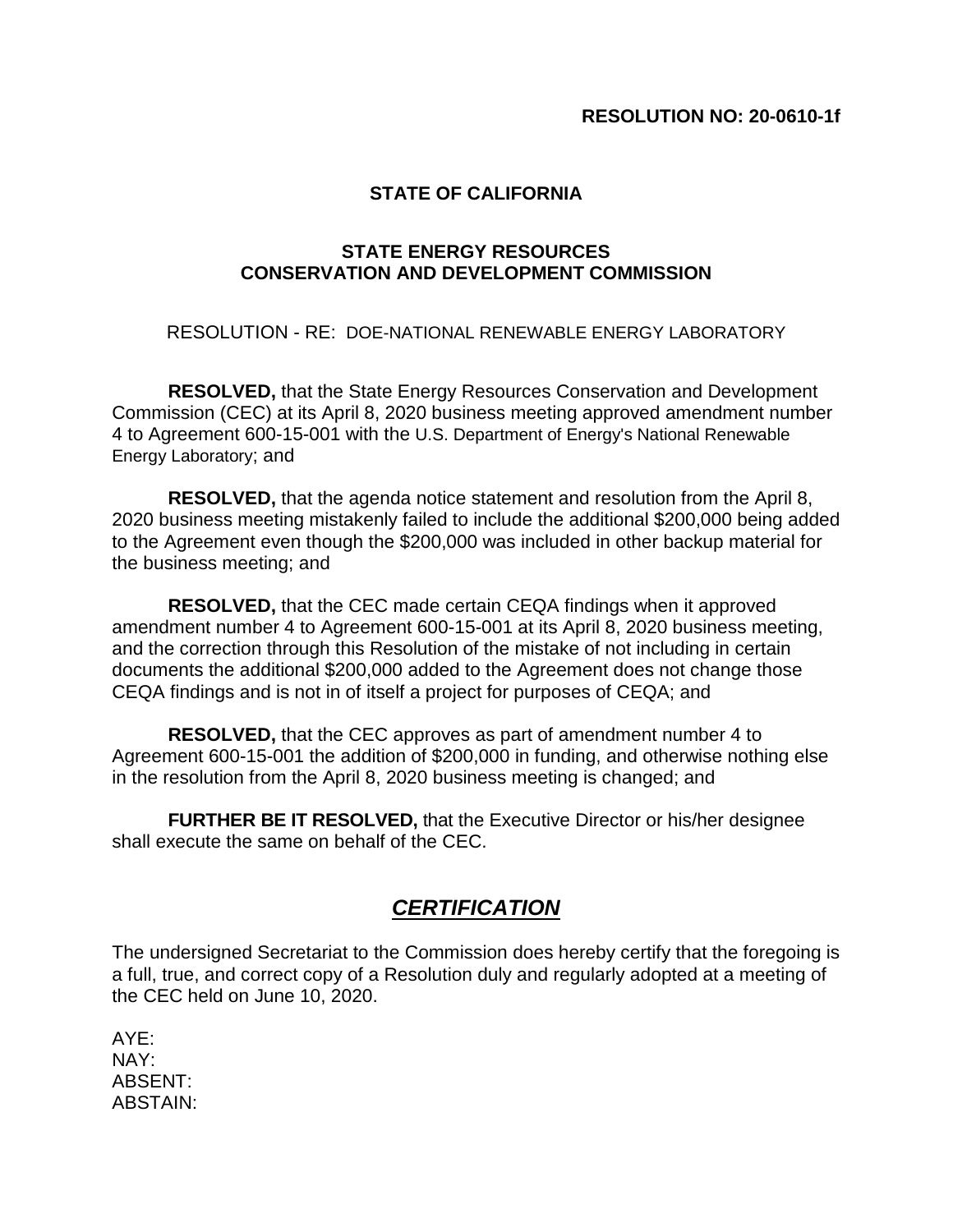**RESOLUTION NO: 20-0610-1f**

**STATE OF CALIFORNIA**

**STATE ENERGY RESOURCES**
**CONSERVATION AND DEVELOPMENT COMMISSION**

RESOLUTION - RE: DOE-NATIONAL RENEWABLE ENERGY LABORATORY

**RESOLVED,** that the State Energy Resources Conservation and Development Commission (CEC) at its April 8, 2020 business meeting approved amendment number 4 to Agreement 600-15-001 with the U.S. Department of Energy's National Renewable Energy Laboratory; and

**RESOLVED,** that the agenda notice statement and resolution from the April 8, 2020 business meeting mistakenly failed to include the additional $200,000 being added to the Agreement even though the $200,000 was included in other backup material for the business meeting; and

**RESOLVED,** that the CEC made certain CEQA findings when it approved amendment number 4 to Agreement 600-15-001 at its April 8, 2020 business meeting, and the correction through this Resolution of the mistake of not including in certain documents the additional $200,000 added to the Agreement does not change those CEQA findings and is not in of itself a project for purposes of CEQA; and

**RESOLVED,** that the CEC approves as part of amendment number 4 to Agreement 600-15-001 the addition of $200,000 in funding, and otherwise nothing else in the resolution from the April 8, 2020 business meeting is changed; and

**FURTHER BE IT RESOLVED,** that the Executive Director or his/her designee shall execute the same on behalf of the CEC.

## ***CERTIFICATION***

The undersigned Secretariat to the Commission does hereby certify that the foregoing is a full, true, and correct copy of a Resolution duly and regularly adopted at a meeting of the CEC held on June 10, 2020.

AYE:
NAY:
ABSENT:
ABSTAIN: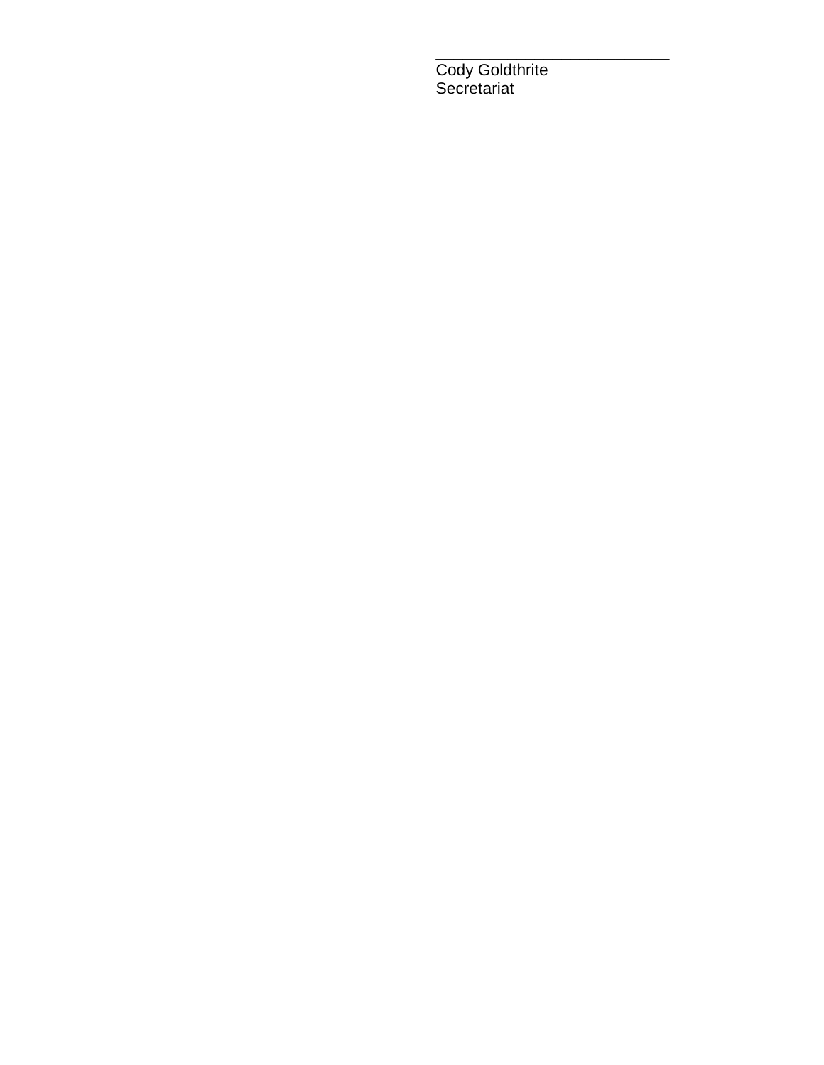\_\_\_\_\_\_\_\_\_\_\_\_\_\_\_\_\_\_\_\_\_\_\_\_\_\_\_

Cody Goldthrite
Secretariat